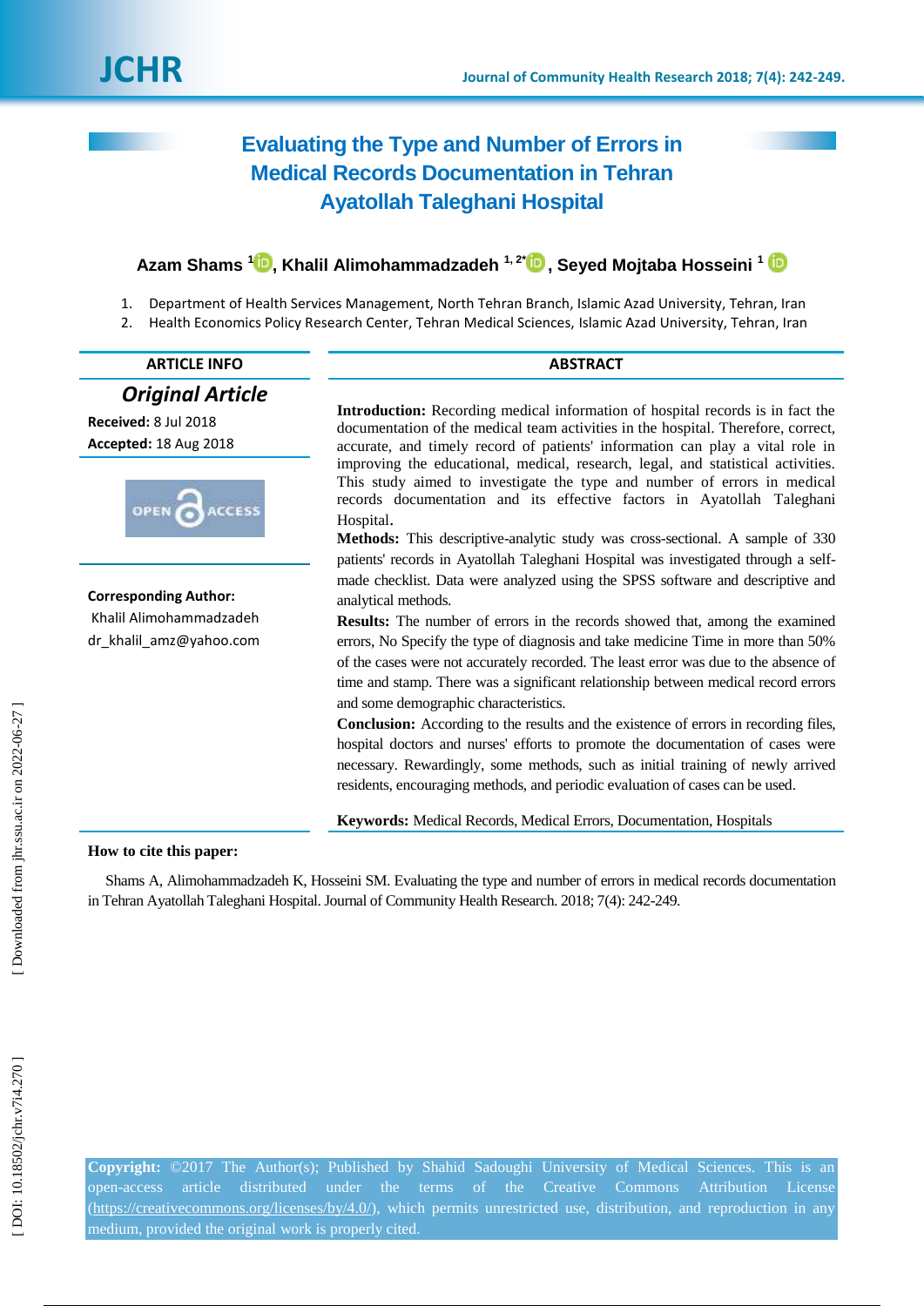# Evaluating the Type and Number of Errors in Medical Records Documentation in Tehran Ayatollah Taleghani Hospital

**Azam Shams [1], Khalil Alimohammadzadeh [1, 2*], Seyed Mojtaba Hosseini [1]**

1. Department of Health Services Management, North Tehran Branch, Islamic Azad University, Tehran, Iran
2. Health Economics Policy Research Center, Tehran Medical Sciences, Islamic Azad University, Tehran, Iran

## ARTICLE INFO

***Original Article***

**Received:** 8 Jul 2018

**Accepted:** 18 Aug 2018

**Corresponding Author:**

Khalil Alimohammadzadeh

dr_khalil_amz@yahoo.com

## ABSTRACT

**Introduction:** Recording medical information of hospital records is in fact the documentation of the medical team activities in the hospital. Therefore, correct, accurate, and timely record of patients' information can play a vital role in improving the educational, medical, research, legal, and statistical activities. This study aimed to investigate the type and number of errors in medical records documentation and its effective factors in Ayatollah Taleghani Hospital.

**Methods:** This descriptive-analytic study was cross-sectional. A sample of 330 patients' records in Ayatollah Taleghani Hospital was investigated through a self-made checklist. Data were analyzed using the SPSS software and descriptive and analytical methods.

**Results:** The number of errors in the records showed that, among the examined errors, No Specify the type of diagnosis and take medicine Time in more than 50% of the cases were not accurately recorded. The least error was due to the absence of time and stamp. There was a significant relationship between medical record errors and some demographic characteristics.

**Conclusion:** According to the results and the existence of errors in recording files, hospital doctors and nurses' efforts to promote the documentation of cases were necessary. Rewardingly, some methods, such as initial training of newly arrived residents, encouraging methods, and periodic evaluation of cases can be used.

**Keywords:** Medical Records, Medical Errors, Documentation, Hospitals

**How to cite this paper:**

Shams A, Alimohammadzadeh K, Hosseini SM. Evaluating the type and number of errors in medical records documentation in Tehran Ayatollah Taleghani Hospital. Journal of Community Health Research. 2018; 7(4): 242-249.

**Copyright:** ©2017 The Author(s); Published by Shahid Sadoughi University of Medical Sciences. This is an open-access article distributed under the terms of the Creative Commons Attribution License (https://creativecommons.org/licenses/by/4.0/), which permits unrestricted use, distribution, and reproduction in any medium, provided the original work is properly cited.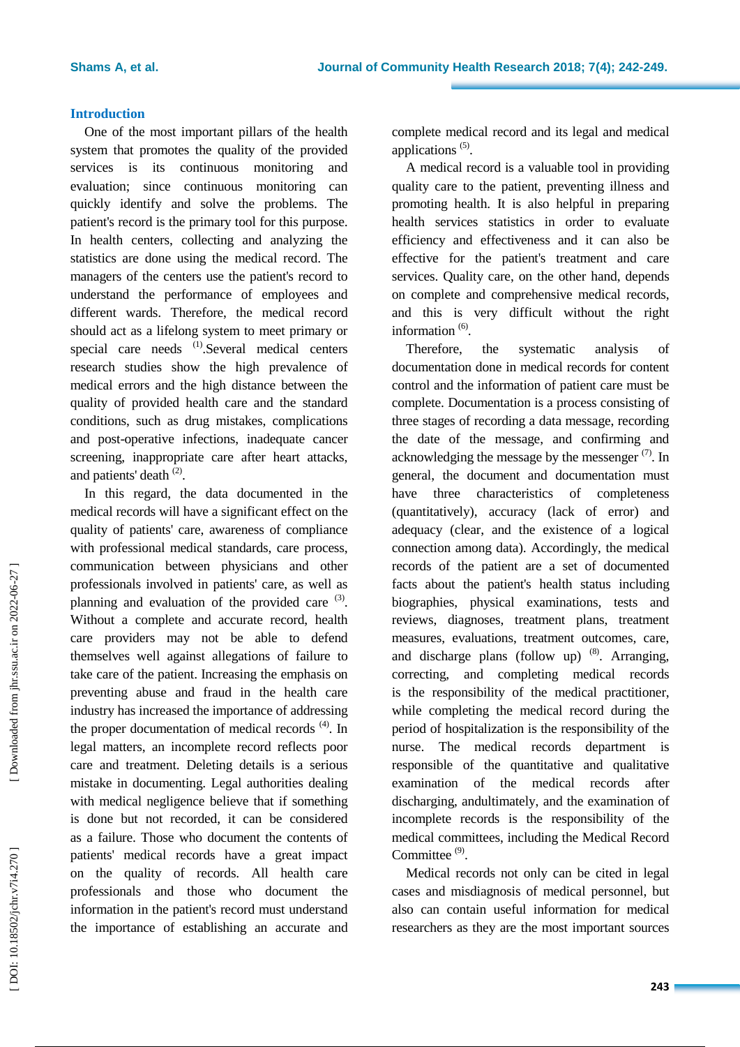## Introduction

One of the most important pillars of the health system that promotes the quality of the provided services is its continuous monitoring and evaluation; since continuous monitoring can quickly identify and solve the problems. The patient's record is the primary tool for this purpose. In health centers, collecting and analyzing the statistics are done using the medical record. The managers of the centers use the patient's record to understand the performance of employees and different wards. Therefore, the medical record should act as a lifelong system to meet primary or special care needs [1].Several medical centers research studies show the high prevalence of medical errors and the high distance between the quality of provided health care and the standard conditions, such as drug mistakes, complications and post-operative infections, inadequate cancer screening, inappropriate care after heart attacks, and patients' death [2].

In this regard, the data documented in the medical records will have a significant effect on the quality of patients' care, awareness of compliance with professional medical standards, care process, communication between physicians and other professionals involved in patients' care, as well as planning and evaluation of the provided care [3]. Without a complete and accurate record, health care providers may not be able to defend themselves well against allegations of failure to take care of the patient. Increasing the emphasis on preventing abuse and fraud in the health care industry has increased the importance of addressing the proper documentation of medical records [4]. In legal matters, an incomplete record reflects poor care and treatment. Deleting details is a serious mistake in documenting. Legal authorities dealing with medical negligence believe that if something is done but not recorded, it can be considered as a failure. Those who document the contents of patients' medical records have a great impact on the quality of records. All health care professionals and those who document the information in the patient's record must understand the importance of establishing an accurate and complete medical record and its legal and medical applications [5].

A medical record is a valuable tool in providing quality care to the patient, preventing illness and promoting health. It is also helpful in preparing health services statistics in order to evaluate efficiency and effectiveness and it can also be effective for the patient's treatment and care services. Quality care, on the other hand, depends on complete and comprehensive medical records, and this is very difficult without the right information [6].

Therefore, the systematic analysis of documentation done in medical records for content control and the information of patient care must be complete. Documentation is a process consisting of three stages of recording a data message, recording the date of the message, and confirming and acknowledging the message by the messenger [7]. In general, the document and documentation must have three characteristics of completeness (quantitatively), accuracy (lack of error) and adequacy (clear, and the existence of a logical connection among data). Accordingly, the medical records of the patient are a set of documented facts about the patient's health status including biographies, physical examinations, tests and reviews, diagnoses, treatment plans, treatment measures, evaluations, treatment outcomes, care, and discharge plans (follow up) [8]. Arranging, correcting, and completing medical records is the responsibility of the medical practitioner, while completing the medical record during the period of hospitalization is the responsibility of the nurse. The medical records department is responsible of the quantitative and qualitative examination of the medical records after discharging, andultimately, and the examination of incomplete records is the responsibility of the medical committees, including the Medical Record Committee [9].

Medical records not only can be cited in legal cases and misdiagnosis of medical personnel, but also can contain useful information for medical researchers as they are the most important sources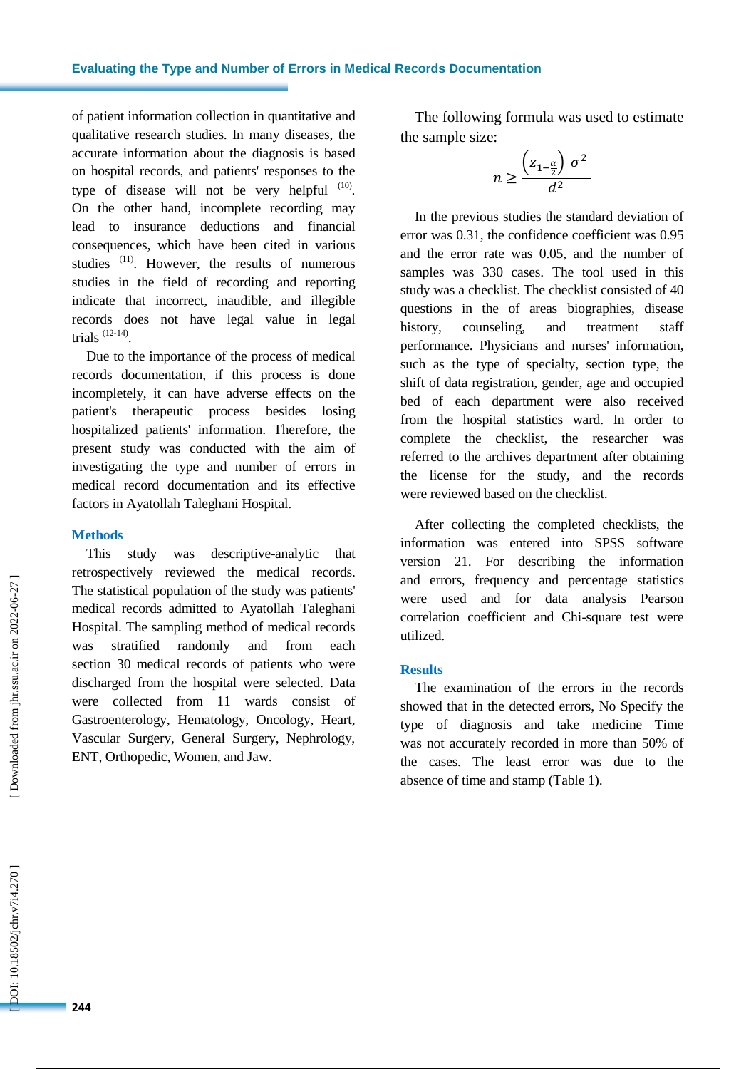of patient information collection in quantitative and qualitative research studies. In many diseases, the accurate information about the diagnosis is based on hospital records, and patients' responses to the type of disease will not be very helpful [10]. On the other hand, incomplete recording may lead to insurance deductions and financial consequences, which have been cited in various studies [11]. However, the results of numerous studies in the field of recording and reporting indicate that incorrect, inaudible, and illegible records does not have legal value in legal trials [12-14].

Due to the importance of the process of medical records documentation, if this process is done incompletely, it can have adverse effects on the patient's therapeutic process besides losing hospitalized patients' information. Therefore, the present study was conducted with the aim of investigating the type and number of errors in medical record documentation and its effective factors in Ayatollah Taleghani Hospital.

## Methods

This study was descriptive-analytic that retrospectively reviewed the medical records. The statistical population of the study was patients' medical records admitted to Ayatollah Taleghani Hospital. The sampling method of medical records was stratified randomly and from each section 30 medical records of patients who were discharged from the hospital were selected. Data were collected from 11 wards consist of Gastroenterology, Hematology, Oncology, Heart, Vascular Surgery, General Surgery, Nephrology, ENT, Orthopedic, Women, and Jaw.

The following formula was used to estimate the sample size:

$$n \geq \frac{\left(z_{1-\frac{\alpha}{2}}\right)\, \sigma^2}{d^2}$$

In the previous studies the standard deviation of error was 0.31, the confidence coefficient was 0.95 and the error rate was 0.05, and the number of samples was 330 cases. The tool used in this study was a checklist. The checklist consisted of 40 questions in the of areas biographies, disease history, counseling, and treatment staff performance. Physicians and nurses' information, such as the type of specialty, section type, the shift of data registration, gender, age and occupied bed of each department were also received from the hospital statistics ward. In order to complete the checklist, the researcher was referred to the archives department after obtaining the license for the study, and the records were reviewed based on the checklist.

After collecting the completed checklists, the information was entered into SPSS software version 21. For describing the information and errors, frequency and percentage statistics were used and for data analysis Pearson correlation coefficient and Chi-square test were utilized.

## Results

The examination of the errors in the records showed that in the detected errors, No Specify the type of diagnosis and take medicine Time was not accurately recorded in more than 50% of the cases. The least error was due to the absence of time and stamp (Table 1).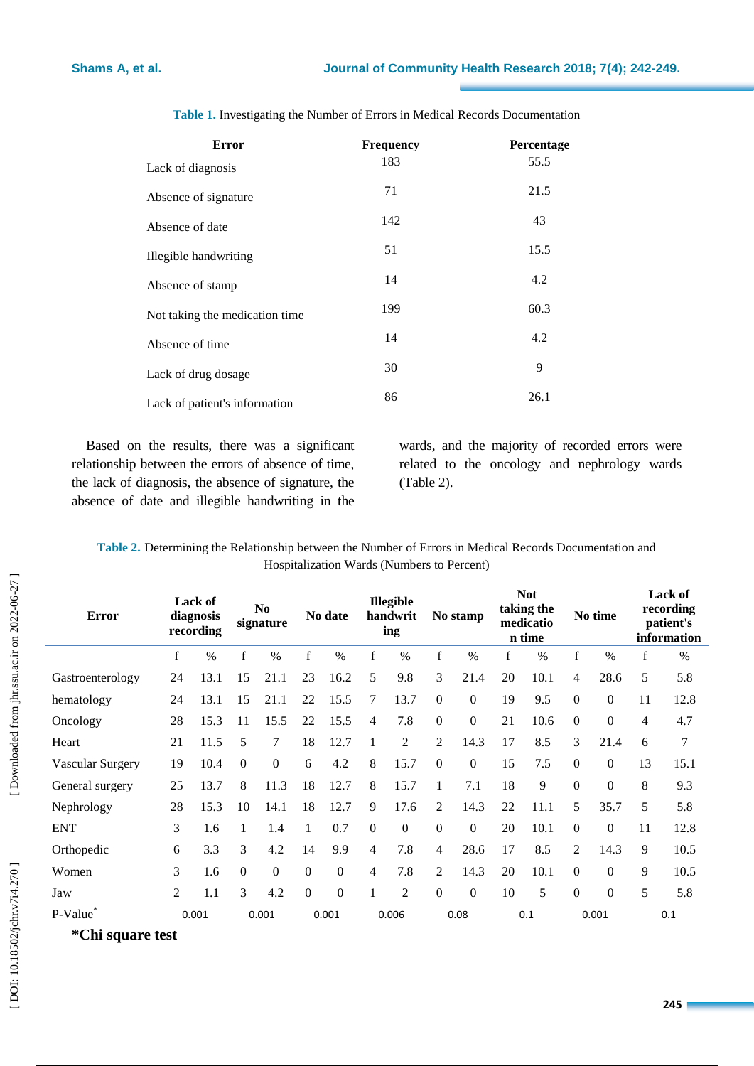**Table 1.** Investigating the Number of Errors in Medical Records Documentation

| Error | Frequency | Percentage |
|---|---|---|
| Lack of diagnosis | 183 | 55.5 |
| Absence of signature | 71 | 21.5 |
| Absence of date | 142 | 43 |
| Illegible handwriting | 51 | 15.5 |
| Absence of stamp | 14 | 4.2 |
| Not taking the medication time | 199 | 60.3 |
| Absence of time | 14 | 4.2 |
| Lack of drug dosage | 30 | 9 |
| Lack of patient's information | 86 | 26.1 |

Based on the results, there was a significant relationship between the errors of absence of time, the lack of diagnosis, the absence of signature, the absence of date and illegible handwriting in the wards, and the majority of recorded errors were related to the oncology and nephrology wards (Table 2).

**Table 2.** Determining the Relationship between the Number of Errors in Medical Records Documentation and Hospitalization Wards (Numbers to Percent)

| Error | Lack of diagnosis recording | | No signature | | No date | | Illegible handwriting | | No stamp | | Not taking the medication time | | No time | | Lack of recording patient's information | |
|---|---|---|---|---|---|---|---|---|---|---|---|---|---|---|---|---|
| | f | % | f | % | f | % | f | % | f | % | f | % | f | % | f | % |
| Gastroenterology | 24 | 13.1 | 15 | 21.1 | 23 | 16.2 | 5 | 9.8 | 3 | 21.4 | 20 | 10.1 | 4 | 28.6 | 5 | 5.8 |
| hematology | 24 | 13.1 | 15 | 21.1 | 22 | 15.5 | 7 | 13.7 | 0 | 0 | 19 | 9.5 | 0 | 0 | 11 | 12.8 |
| Oncology | 28 | 15.3 | 11 | 15.5 | 22 | 15.5 | 4 | 7.8 | 0 | 0 | 21 | 10.6 | 0 | 0 | 4 | 4.7 |
| Heart | 21 | 11.5 | 5 | 7 | 18 | 12.7 | 1 | 2 | 2 | 14.3 | 17 | 8.5 | 3 | 21.4 | 6 | 7 |
| Vascular Surgery | 19 | 10.4 | 0 | 0 | 6 | 4.2 | 8 | 15.7 | 0 | 0 | 15 | 7.5 | 0 | 0 | 13 | 15.1 |
| General surgery | 25 | 13.7 | 8 | 11.3 | 18 | 12.7 | 8 | 15.7 | 1 | 7.1 | 18 | 9 | 0 | 0 | 8 | 9.3 |
| Nephrology | 28 | 15.3 | 10 | 14.1 | 18 | 12.7 | 9 | 17.6 | 2 | 14.3 | 22 | 11.1 | 5 | 35.7 | 5 | 5.8 |
| ENT | 3 | 1.6 | 1 | 1.4 | 1 | 0.7 | 0 | 0 | 0 | 0 | 20 | 10.1 | 0 | 0 | 11 | 12.8 |
| Orthopedic | 6 | 3.3 | 3 | 4.2 | 14 | 9.9 | 4 | 7.8 | 4 | 28.6 | 17 | 8.5 | 2 | 14.3 | 9 | 10.5 |
| Women | 3 | 1.6 | 0 | 0 | 0 | 0 | 4 | 7.8 | 2 | 14.3 | 20 | 10.1 | 0 | 0 | 9 | 10.5 |
| Jaw | 2 | 1.1 | 3 | 4.2 | 0 | 0 | 1 | 2 | 0 | 0 | 10 | 5 | 0 | 0 | 5 | 5.8 |
| P-Value* | 0.001 | | 0.001 | | 0.001 | | 0.006 | | 0.08 | | 0.1 | | 0.001 | | 0.1 | |

***Chi square test**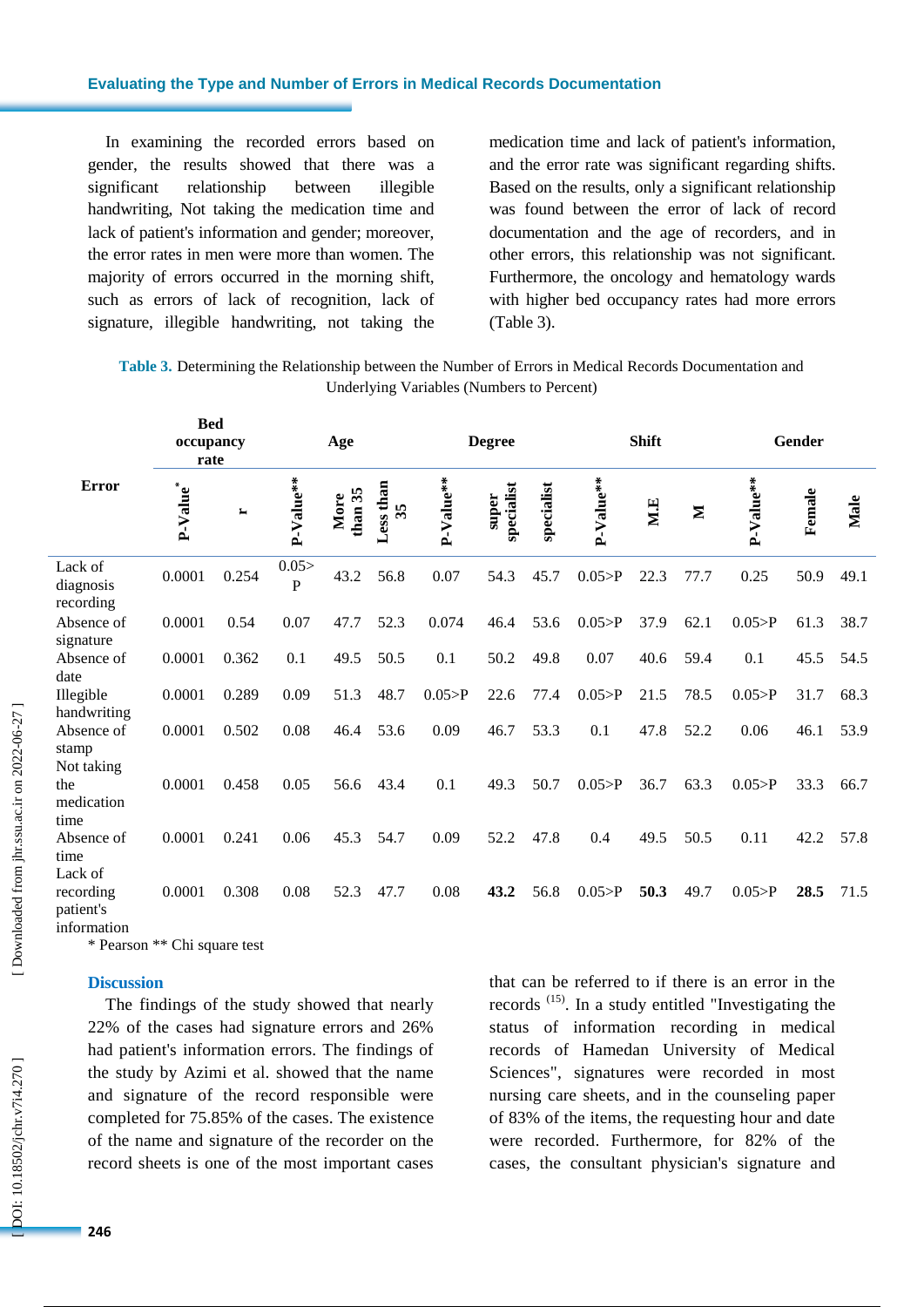In examining the recorded errors based on gender, the results showed that there was a significant relationship between illegible handwriting, Not taking the medication time and lack of patient's information and gender; moreover, the error rates in men were more than women. The majority of errors occurred in the morning shift, such as errors of lack of recognition, lack of signature, illegible handwriting, not taking the medication time and lack of patient's information, and the error rate was significant regarding shifts. Based on the results, only a significant relationship was found between the error of lack of record documentation and the age of recorders, and in other errors, this relationship was not significant. Furthermore, the oncology and hematology wards with higher bed occupancy rates had more errors (Table 3).

**Table 3.** Determining the Relationship between the Number of Errors in Medical Records Documentation and Underlying Variables (Numbers to Percent)

| Error | Bed occupancy rate | | Age | | | Degree | | | Shift | | | Gender | | |
|---|---|---|---|---|---|---|---|---|---|---|---|---|---|---|
| | P-Value* | r | P-Value** | More than 35 | Less than 35 | P-Value** | super specialist | specialist | P-Value** | M.E | M | P-Value** | Female | Male |
| Lack of diagnosis recording | 0.0001 | 0.254 | 0.05>P | 43.2 | 56.8 | 0.07 | 54.3 | 45.7 | 0.05>P | 22.3 | 77.7 | 0.25 | 50.9 | 49.1 |
| Absence of signature | 0.0001 | 0.54 | 0.07 | 47.7 | 52.3 | 0.074 | 46.4 | 53.6 | 0.05>P | 37.9 | 62.1 | 0.05>P | 61.3 | 38.7 |
| Absence of date | 0.0001 | 0.362 | 0.1 | 49.5 | 50.5 | 0.1 | 50.2 | 49.8 | 0.07 | 40.6 | 59.4 | 0.1 | 45.5 | 54.5 |
| Illegible handwriting | 0.0001 | 0.289 | 0.09 | 51.3 | 48.7 | 0.05>P | 22.6 | 77.4 | 0.05>P | 21.5 | 78.5 | 0.05>P | 31.7 | 68.3 |
| Absence of stamp | 0.0001 | 0.502 | 0.08 | 46.4 | 53.6 | 0.09 | 46.7 | 53.3 | 0.1 | 47.8 | 52.2 | 0.06 | 46.1 | 53.9 |
| Not taking the medication time | 0.0001 | 0.458 | 0.05 | 56.6 | 43.4 | 0.1 | 49.3 | 50.7 | 0.05>P | 36.7 | 63.3 | 0.05>P | 33.3 | 66.7 |
| Absence of time | 0.0001 | 0.241 | 0.06 | 45.3 | 54.7 | 0.09 | 52.2 | 47.8 | 0.4 | 49.5 | 50.5 | 0.11 | 42.2 | 57.8 |
| Lack of recording patient's information | 0.0001 | 0.308 | 0.08 | 52.3 | 47.7 | 0.08 | **43.2** | 56.8 | 0.05>P | **50.3** | 49.7 | 0.05>P | **28.5** | 71.5 |

\* Pearson ** Chi square test

## Discussion

The findings of the study showed that nearly 22% of the cases had signature errors and 26% had patient's information errors. The findings of the study by Azimi et al. showed that the name and signature of the record responsible were completed for 75.85% of the cases. The existence of the name and signature of the recorder on the record sheets is one of the most important cases that can be referred to if there is an error in the records [15]. In a study entitled "Investigating the status of information recording in medical records of Hamedan University of Medical Sciences", signatures were recorded in most nursing care sheets, and in the counseling paper of 83% of the items, the requesting hour and date were recorded. Furthermore, for 82% of the cases, the consultant physician's signature and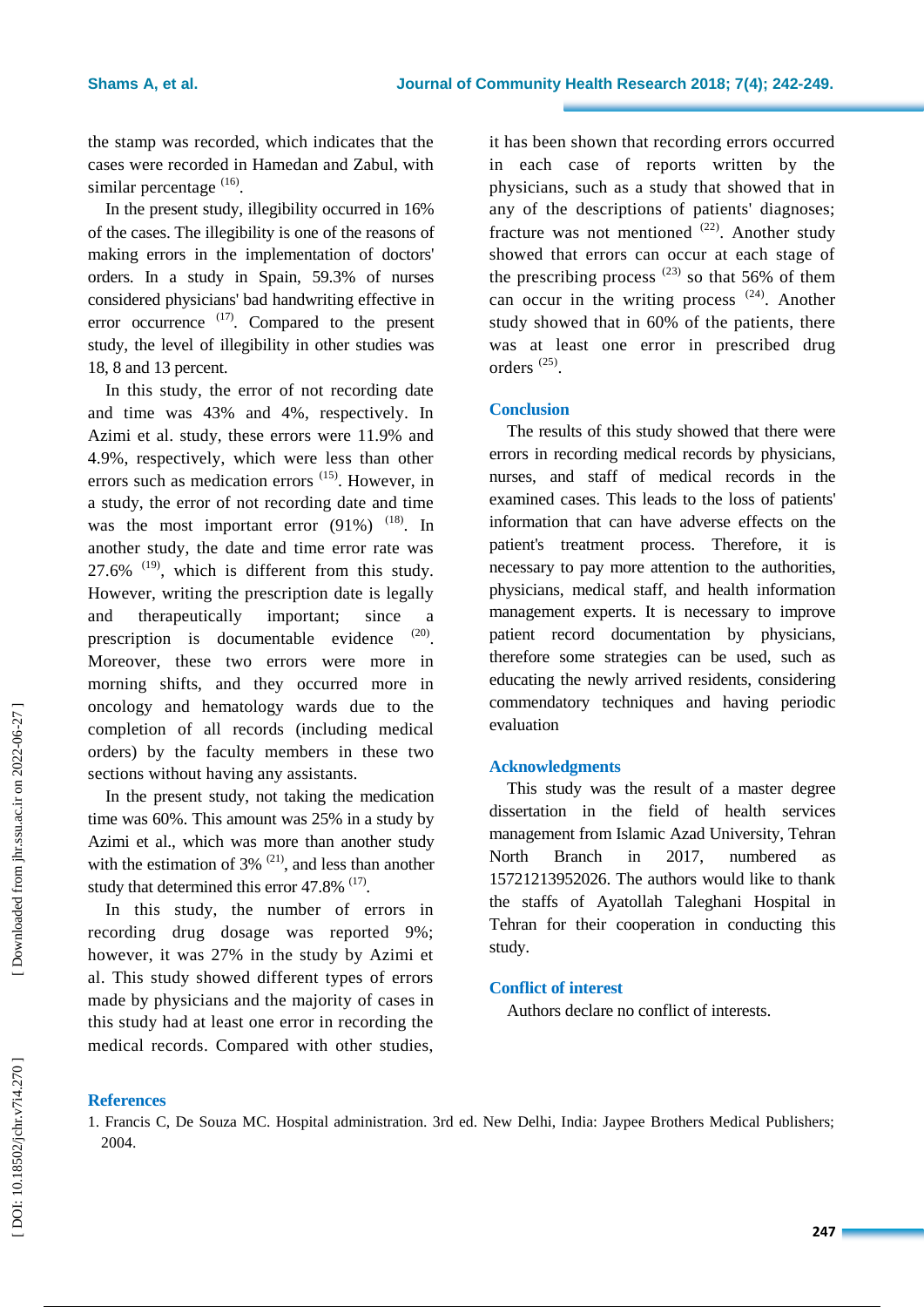the stamp was recorded, which indicates that the cases were recorded in Hamedan and Zabul, with similar percentage [16].

In the present study, illegibility occurred in 16% of the cases. The illegibility is one of the reasons of making errors in the implementation of doctors' orders. In a study in Spain, 59.3% of nurses considered physicians' bad handwriting effective in error occurrence [17]. Compared to the present study, the level of illegibility in other studies was 18, 8 and 13 percent.

In this study, the error of not recording date and time was 43% and 4%, respectively. In Azimi et al. study, these errors were 11.9% and 4.9%, respectively, which were less than other errors such as medication errors [15]. However, in a study, the error of not recording date and time was the most important error (91%) [18]. In another study, the date and time error rate was 27.6% [19], which is different from this study. However, writing the prescription date is legally and therapeutically important; since a prescription is documentable evidence [20]. Moreover, these two errors were more in morning shifts, and they occurred more in oncology and hematology wards due to the completion of all records (including medical orders) by the faculty members in these two sections without having any assistants.

In the present study, not taking the medication time was 60%. This amount was 25% in a study by Azimi et al., which was more than another study with the estimation of 3% [21], and less than another study that determined this error 47.8% [17].

In this study, the number of errors in recording drug dosage was reported 9%; however, it was 27% in the study by Azimi et al. This study showed different types of errors made by physicians and the majority of cases in this study had at least one error in recording the medical records. Compared with other studies, it has been shown that recording errors occurred in each case of reports written by the physicians, such as a study that showed that in any of the descriptions of patients' diagnoses; fracture was not mentioned [22]. Another study showed that errors can occur at each stage of the prescribing process [23] so that 56% of them can occur in the writing process [24]. Another study showed that in 60% of the patients, there was at least one error in prescribed drug orders [25].

## Conclusion

The results of this study showed that there were errors in recording medical records by physicians, nurses, and staff of medical records in the examined cases. This leads to the loss of patients' information that can have adverse effects on the patient's treatment process. Therefore, it is necessary to pay more attention to the authorities, physicians, medical staff, and health information management experts. It is necessary to improve patient record documentation by physicians, therefore some strategies can be used, such as educating the newly arrived residents, considering commendatory techniques and having periodic evaluation

## Acknowledgments

This study was the result of a master degree dissertation in the field of health services management from Islamic Azad University, Tehran North Branch in 2017, numbered as 15721213952026. The authors would like to thank the staffs of Ayatollah Taleghani Hospital in Tehran for their cooperation in conducting this study.

## Conflict of interest

Authors declare no conflict of interests.

## References

1. Francis C, De Souza MC. Hospital administration. 3rd ed. New Delhi, India: Jaypee Brothers Medical Publishers; 2004.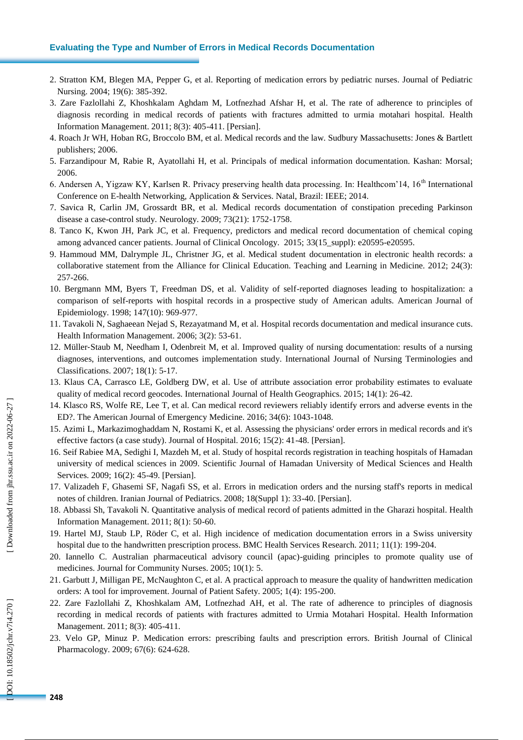2. Stratton KM, Blegen MA, Pepper G, et al. Reporting of medication errors by pediatric nurses. Journal of Pediatric Nursing. 2004; 19(6): 385-392.
3. Zare Fazlollahi Z, Khoshkalam Aghdam M, Lotfnezhad Afshar H, et al. The rate of adherence to principles of diagnosis recording in medical records of patients with fractures admitted to urmia motahari hospital. Health Information Management. 2011; 8(3): 405-411. [Persian].
4. Roach Jr WH, Hoban RG, Broccolo BM, et al. Medical records and the law. Sudbury Massachusetts: Jones & Bartlett publishers; 2006.
5. Farzandipour M, Rabie R, Ayatollahi H, et al. Principals of medical information documentation. Kashan: Morsal; 2006.
6. Andersen A, Yigzaw KY, Karlsen R. Privacy preserving health data processing. In: Healthcom'14, 16th International Conference on E-health Networking, Application & Services. Natal, Brazil: IEEE; 2014.
7. Savica R, Carlin JM, Grossardt BR, et al. Medical records documentation of constipation preceding Parkinson disease a case-control study. Neurology. 2009; 73(21): 1752-1758.
8. Tanco K, Kwon JH, Park JC, et al. Frequency, predictors and medical record documentation of chemical coping among advanced cancer patients. Journal of Clinical Oncology. 2015; 33(15_suppl): e20595-e20595.
9. Hammoud MM, Dalrymple JL, Christner JG, et al. Medical student documentation in electronic health records: a collaborative statement from the Alliance for Clinical Education. Teaching and Learning in Medicine. 2012; 24(3): 257-266.
10. Bergmann MM, Byers T, Freedman DS, et al. Validity of self-reported diagnoses leading to hospitalization: a comparison of self-reports with hospital records in a prospective study of American adults. American Journal of Epidemiology. 1998; 147(10): 969-977.
11. Tavakoli N, Saghaeean Nejad S, Rezayatmand M, et al. Hospital records documentation and medical insurance cuts. Health Information Management. 2006; 3(2): 53-61.
12. Müller-Staub M, Needham I, Odenbreit M, et al. Improved quality of nursing documentation: results of a nursing diagnoses, interventions, and outcomes implementation study. International Journal of Nursing Terminologies and Classifications. 2007; 18(1): 5-17.
13. Klaus CA, Carrasco LE, Goldberg DW, et al. Use of attribute association error probability estimates to evaluate quality of medical record geocodes. International Journal of Health Geographics. 2015; 14(1): 26-42.
14. Klasco RS, Wolfe RE, Lee T, et al. Can medical record reviewers reliably identify errors and adverse events in the ED?. The American Journal of Emergency Medicine. 2016; 34(6): 1043-1048.
15. Azimi L, Markazimoghaddam N, Rostami K, et al. Assessing the physicians' order errors in medical records and it's effective factors (a case study). Journal of Hospital. 2016; 15(2): 41-48. [Persian].
16. Seif Rabiee MA, Sedighi I, Mazdeh M, et al. Study of hospital records registration in teaching hospitals of Hamadan university of medical sciences in 2009. Scientific Journal of Hamadan University of Medical Sciences and Health Services. 2009; 16(2): 45-49. [Persian].
17. Valizadeh F, Ghasemi SF, Nagafi SS, et al. Errors in medication orders and the nursing staff's reports in medical notes of children. Iranian Journal of Pediatrics. 2008; 18(Suppl 1): 33-40. [Persian].
18. Abbassi Sh, Tavakoli N. Quantitative analysis of medical record of patients admitted in the Gharazi hospital. Health Information Management. 2011; 8(1): 50-60.
19. Hartel MJ, Staub LP, Röder C, et al. High incidence of medication documentation errors in a Swiss university hospital due to the handwritten prescription process. BMC Health Services Research. 2011; 11(1): 199-204.
20. Iannello C. Australian pharmaceutical advisory council (apac)-guiding principles to promote quality use of medicines. Journal for Community Nurses. 2005; 10(1): 5.
21. Garbutt J, Milligan PE, McNaughton C, et al. A practical approach to measure the quality of handwritten medication orders: A tool for improvement. Journal of Patient Safety. 2005; 1(4): 195-200.
22. Zare Fazlollahi Z, Khoshkalam AM, Lotfnezhad AH, et al. The rate of adherence to principles of diagnosis recording in medical records of patients with fractures admitted to Urmia Motahari Hospital. Health Information Management. 2011; 8(3): 405-411.
23. Velo GP, Minuz P. Medication errors: prescribing faults and prescription errors. British Journal of Clinical Pharmacology. 2009; 67(6): 624-628.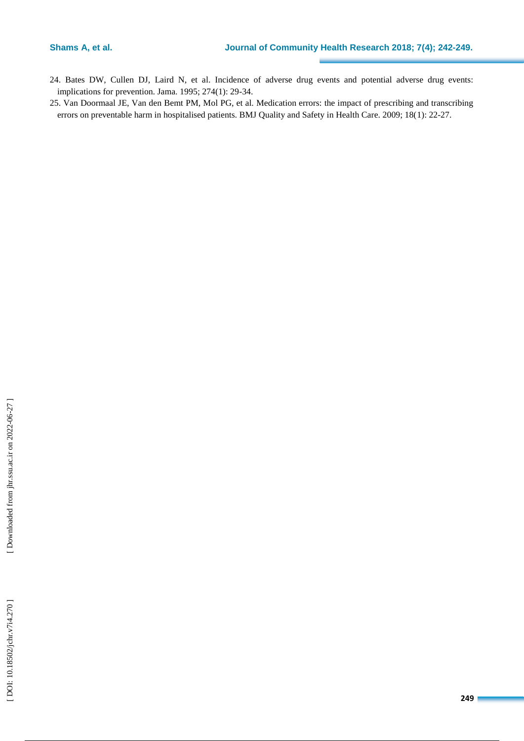24. Bates DW, Cullen DJ, Laird N, et al. Incidence of adverse drug events and potential adverse drug events: implications for prevention. Jama. 1995; 274(1): 29-34.
25. Van Doormaal JE, Van den Bemt PM, Mol PG, et al. Medication errors: the impact of prescribing and transcribing errors on preventable harm in hospitalised patients. BMJ Quality and Safety in Health Care. 2009; 18(1): 22-27.